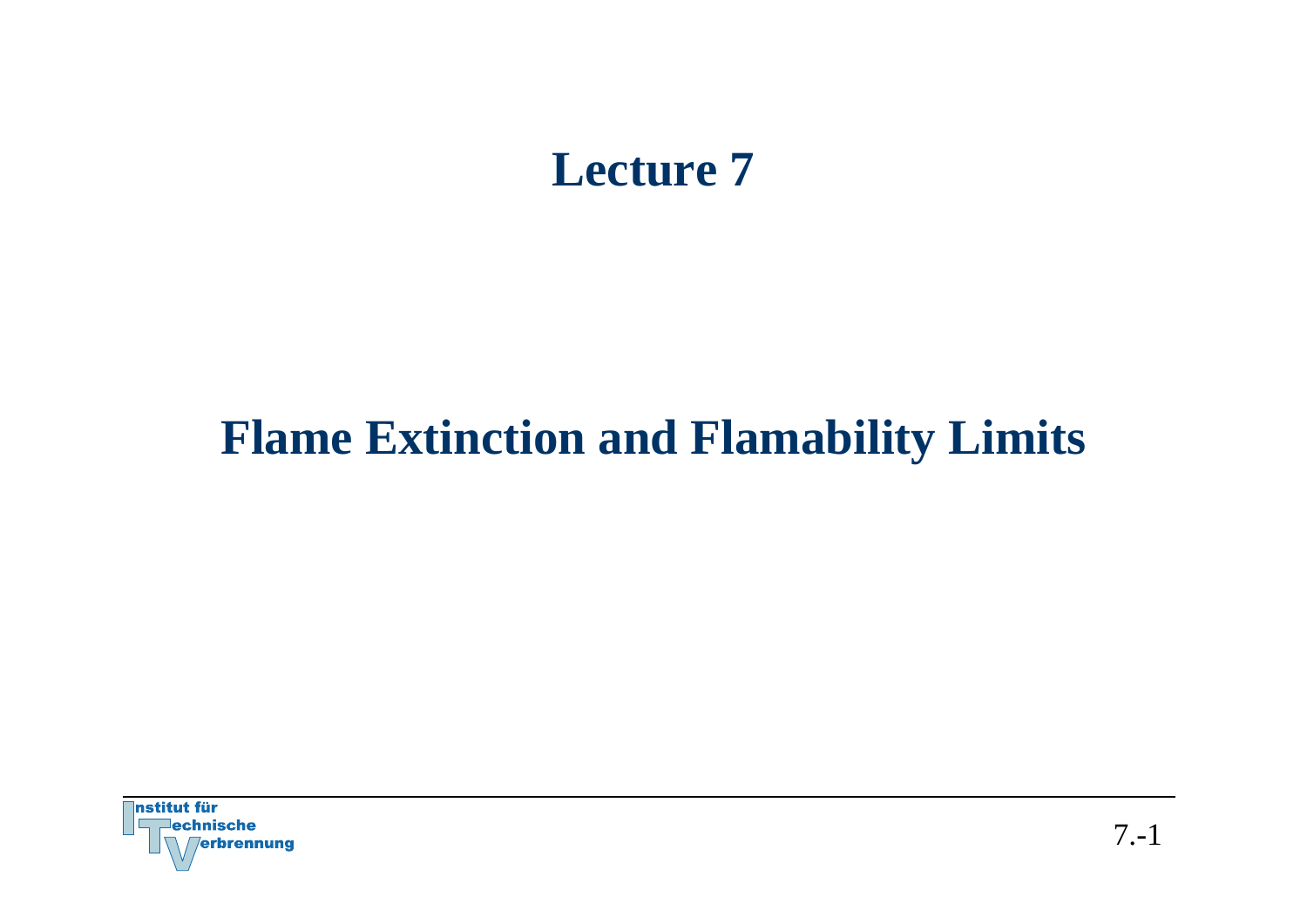# Lecture 7

# Flame Extinction and Flamability Limits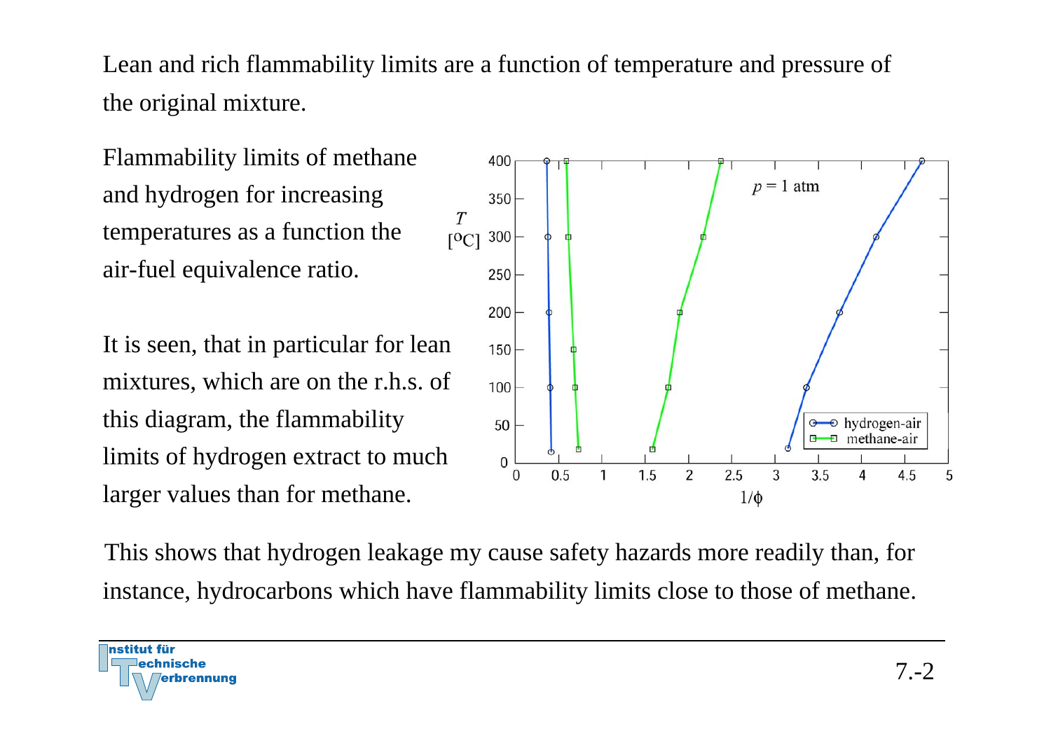Lean and rich flammability limits are a function of temperature and pressure of the original mixture.

Flammability limits of methane and hydrogen for increasing temperatures as a function the air-fuel equivalence ratio.

It is seen, that in particular for lean mixtures, which are on the r.h.s. of this diagram, the flammability limits of hydrogen extract to much larger values than for methane.

This shows that hydrogen leakage my cause safety hazards more readily than, for instance, hydrocarbons which have flammability limits close to those of methane.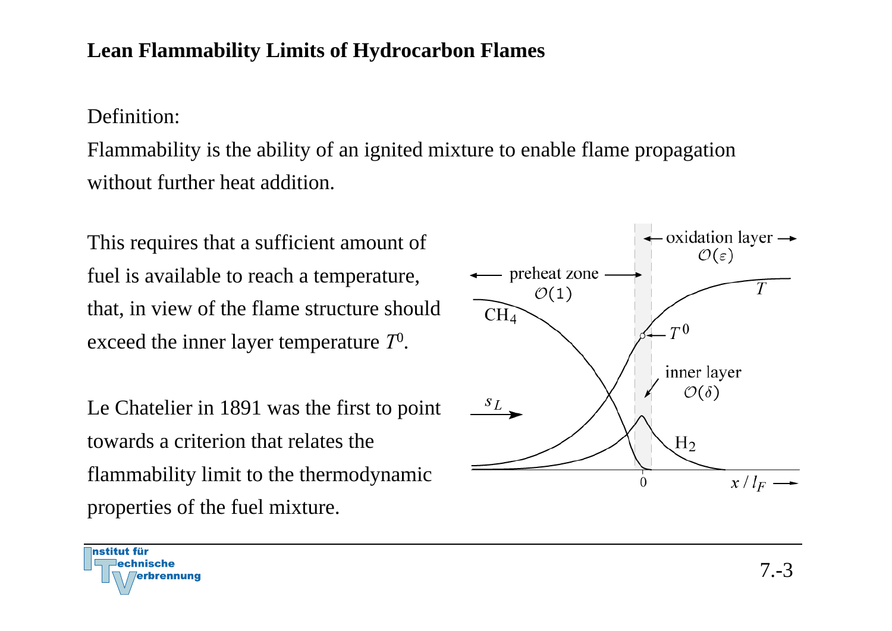## Lean Flammability Limits of Hydrocarbon Flames

Definition:

Flammability is the ability of an ignited mixture to enable flame propagation without further heat addition.

This requires that a sufficient amount of fuel is available to reach a temperature, that, in view of the flame structure should exceed the inner layer temperature $T^0$.

Le Chatelier in 1891 was the first to point towards a criterion that relates the flammability limit to the thermodynamic properties of the fuel mixture.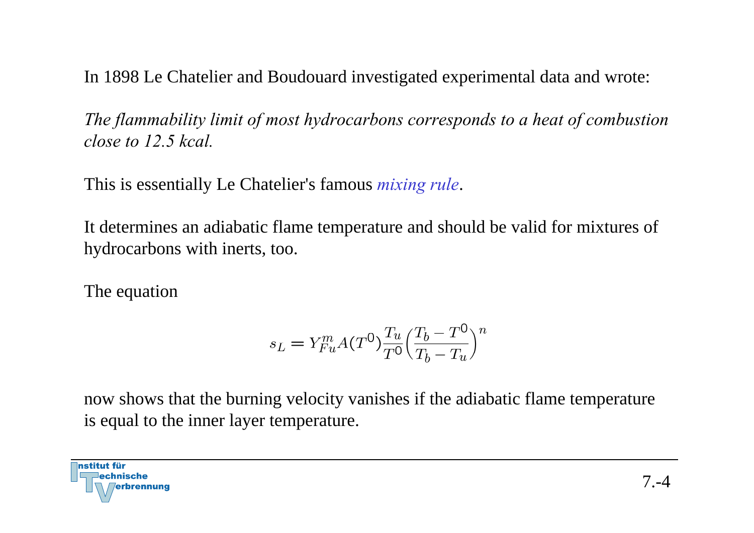In 1898 Le Chatelier and Boudouard investigated experimental data and wrote:

*The flammability limit of most hydrocarbons corresponds to a heat of combustion close to 12.5 kcal.*

This is essentially Le Chatelier's famous *mixing rule*.

It determines an adiabatic flame temperature and should be valid for mixtures of hydrocarbons with inerts, too.

The equation

$$s_L = Y_{Fu}^m A(T^0) \frac{T_u}{T^0} \left( \frac{T_b - T^0}{T_b - T_u} \right)^n$$

now shows that the burning velocity vanishes if the adiabatic flame temperature is equal to the inner layer temperature.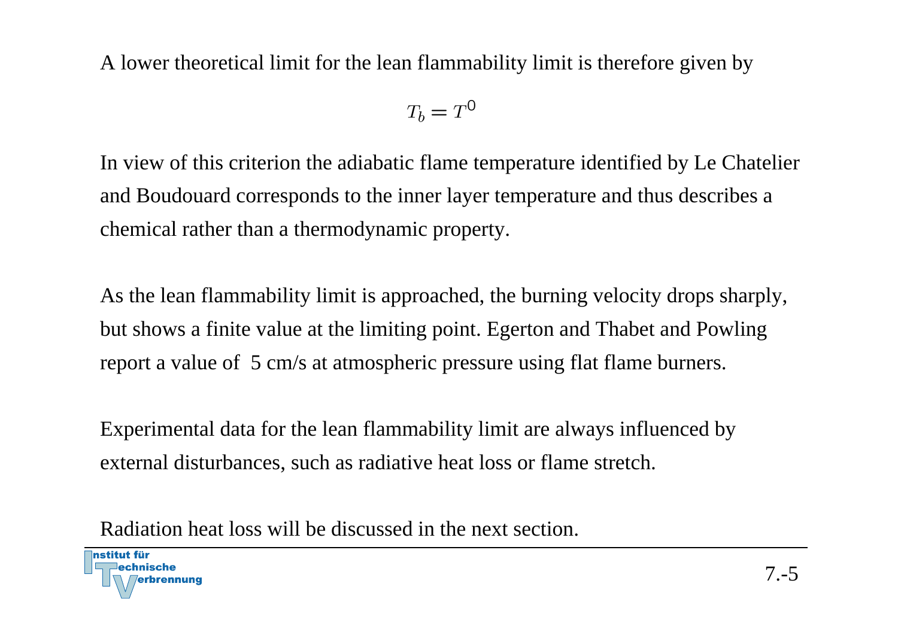A lower theoretical limit for the lean flammability limit is therefore given by

$$T_b = T^0$$

In view of this criterion the adiabatic flame temperature identified by Le Chatelier and Boudouard corresponds to the inner layer temperature and thus describes a chemical rather than a thermodynamic property.

As the lean flammability limit is approached, the burning velocity drops sharply, but shows a finite value at the limiting point. Egerton and Thabet and Powling report a value of  5 cm/s at atmospheric pressure using flat flame burners.

Experimental data for the lean flammability limit are always influenced by external disturbances, such as radiative heat loss or flame stretch.

Radiation heat loss will be discussed in the next section.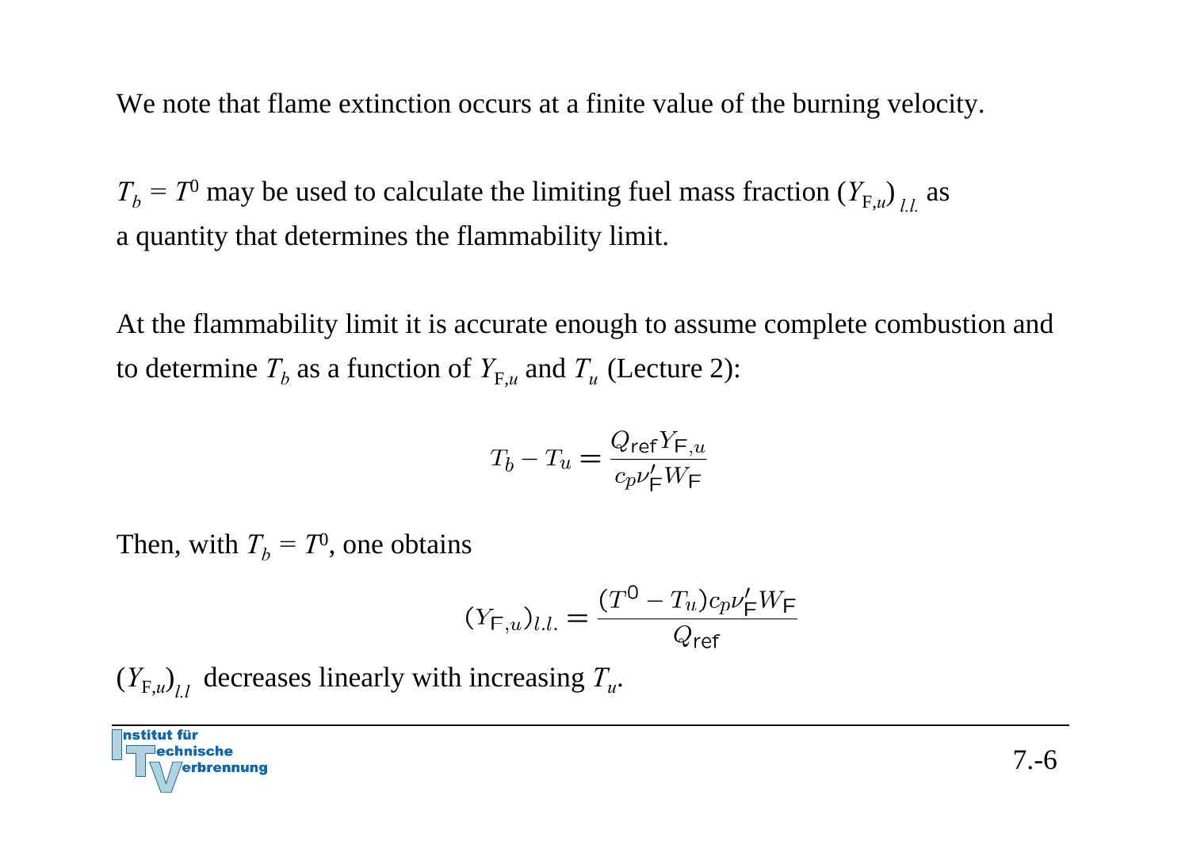We note that flame extinction occurs at a finite value of the burning velocity.

$T_b = T^0$ may be used to calculate the limiting fuel mass fraction $(Y_{F,u})_{l.l.}$ as a quantity that determines the flammability limit.

At the flammability limit it is accurate enough to assume complete combustion and to determine $T_b$ as a function of $Y_{F,u}$ and $T_u$ (Lecture 2):

$$T_b - T_u = \frac{Q_{\mathsf{ref}} Y_{\mathsf{F},u}}{c_p \nu'_{\mathsf{F}} W_{\mathsf{F}}}$$

Then, with $T_b = T^0$, one obtains

$$(Y_{\mathsf{F},u})_{l.l.} = \frac{(T^0 - T_u) c_p \nu'_{\mathsf{F}} W_{\mathsf{F}}}{Q_{\mathsf{ref}}}$$

$(Y_{F,u})_{l.l}$ decreases linearly with increasing $T_u$.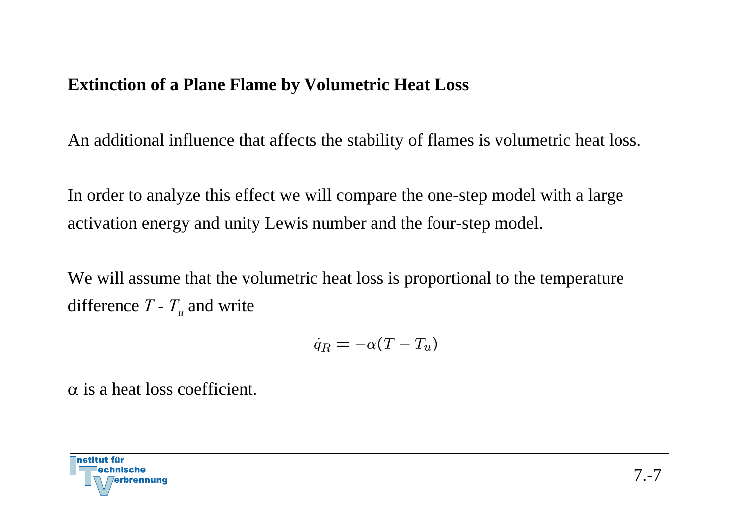## Extinction of a Plane Flame by Volumetric Heat Loss

An additional influence that affects the stability of flames is volumetric heat loss.

In order to analyze this effect we will compare the one-step model with a large activation energy and unity Lewis number and the four-step model.

We will assume that the volumetric heat loss is proportional to the temperature difference $T - T_u$ and write

$$\dot{q}_R = -\alpha(T - T_u)$$

$\alpha$ is a heat loss coefficient.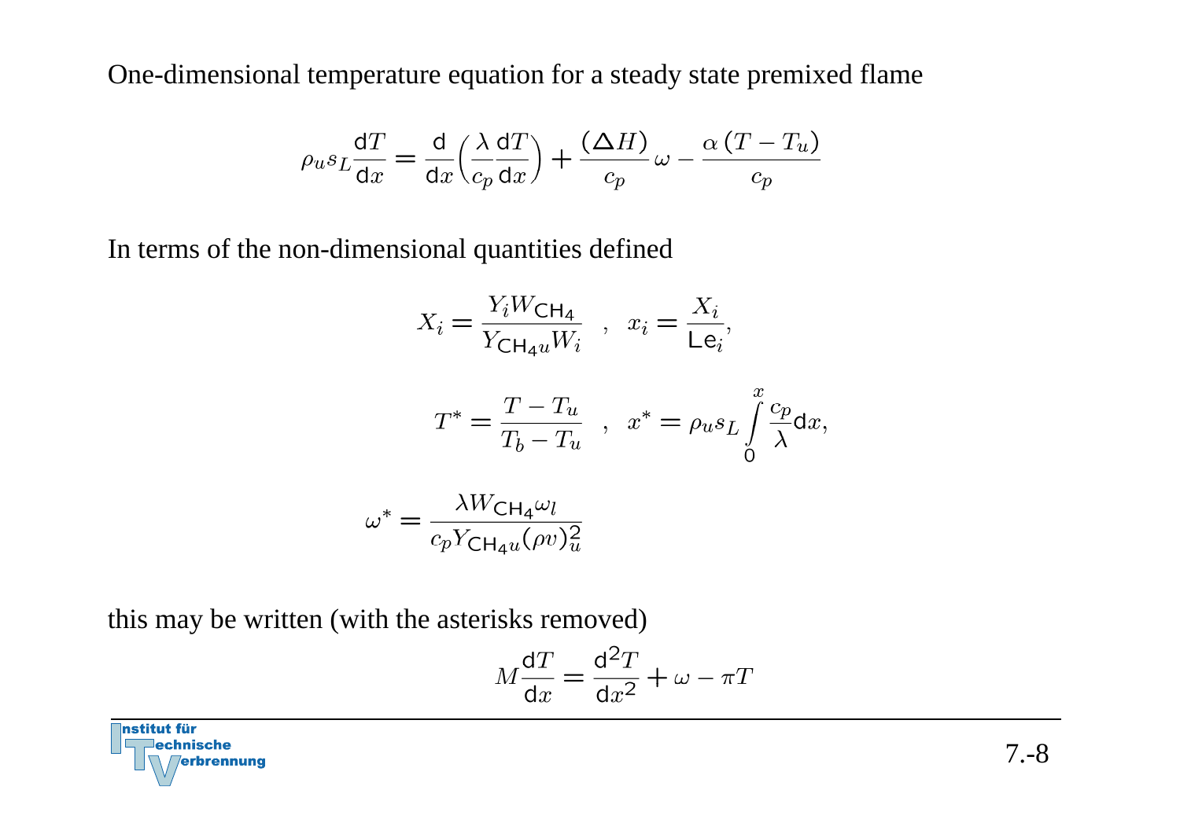One-dimensional temperature equation for a steady state premixed flame

$$\rho_u s_L \frac{\mathrm{d}T}{\mathrm{d}x} = \frac{\mathrm{d}}{\mathrm{d}x}\left(\frac{\lambda}{c_p}\frac{\mathrm{d}T}{\mathrm{d}x}\right) + \frac{(\Delta H)}{c_p}\,\omega - \frac{\alpha\,(T - T_u)}{c_p}$$

In terms of the non-dimensional quantities defined

$$X_i = \frac{Y_i W_{\mathrm{CH_4}}}{Y_{\mathrm{CH_4}u} W_i} \quad , \quad x_i = \frac{X_i}{\mathrm{Le}_i},$$

$$T^* = \frac{T - T_u}{T_b - T_u} \quad , \quad x^* = \rho_u s_L \int_0^x \frac{c_p}{\lambda}\mathrm{d}x,$$

$$\omega^* = \frac{\lambda W_{\mathrm{CH_4}} \omega_l}{c_p Y_{\mathrm{CH_4}u} (\rho v)_u^2}$$

this may be written (with the asterisks removed)

$$M\frac{\mathrm{d}T}{\mathrm{d}x} = \frac{\mathrm{d}^2 T}{\mathrm{d}x^2} + \omega - \pi T$$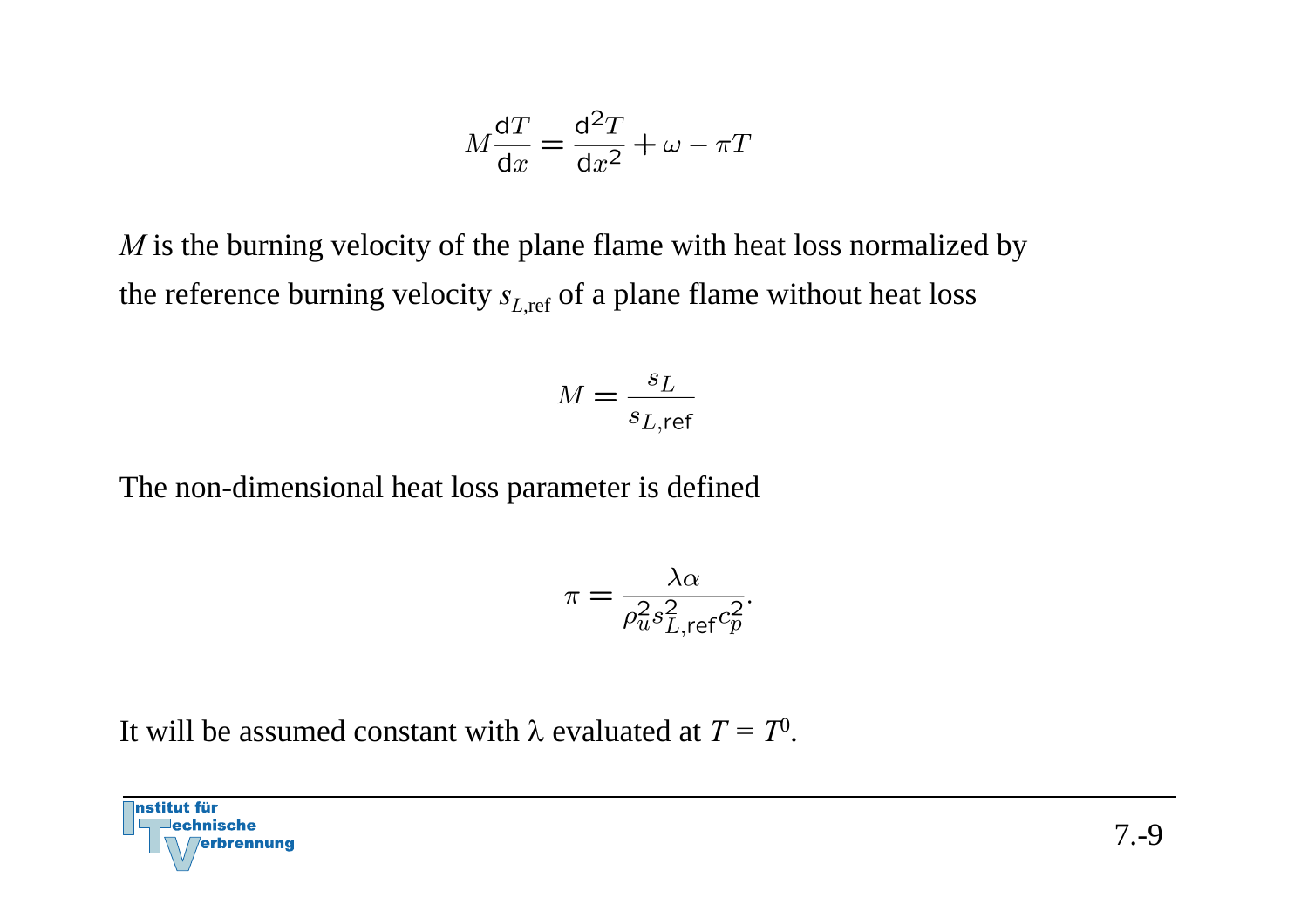$$M \frac{\mathrm{d}T}{\mathrm{d}x} = \frac{\mathrm{d}^2 T}{\mathrm{d}x^2} + \omega - \pi T$$

$M$ is the burning velocity of the plane flame with heat loss normalized by the reference burning velocity $s_{L,\mathrm{ref}}$ of a plane flame without heat loss

$$M = \frac{s_L}{s_{L,\mathrm{ref}}}$$

The non-dimensional heat loss parameter is defined

$$\pi = \frac{\lambda \alpha}{\rho_u^2 s_{L,\mathrm{ref}}^2 c_p^2}.$$

It will be assumed constant with $\lambda$ evaluated at $T = T^0$.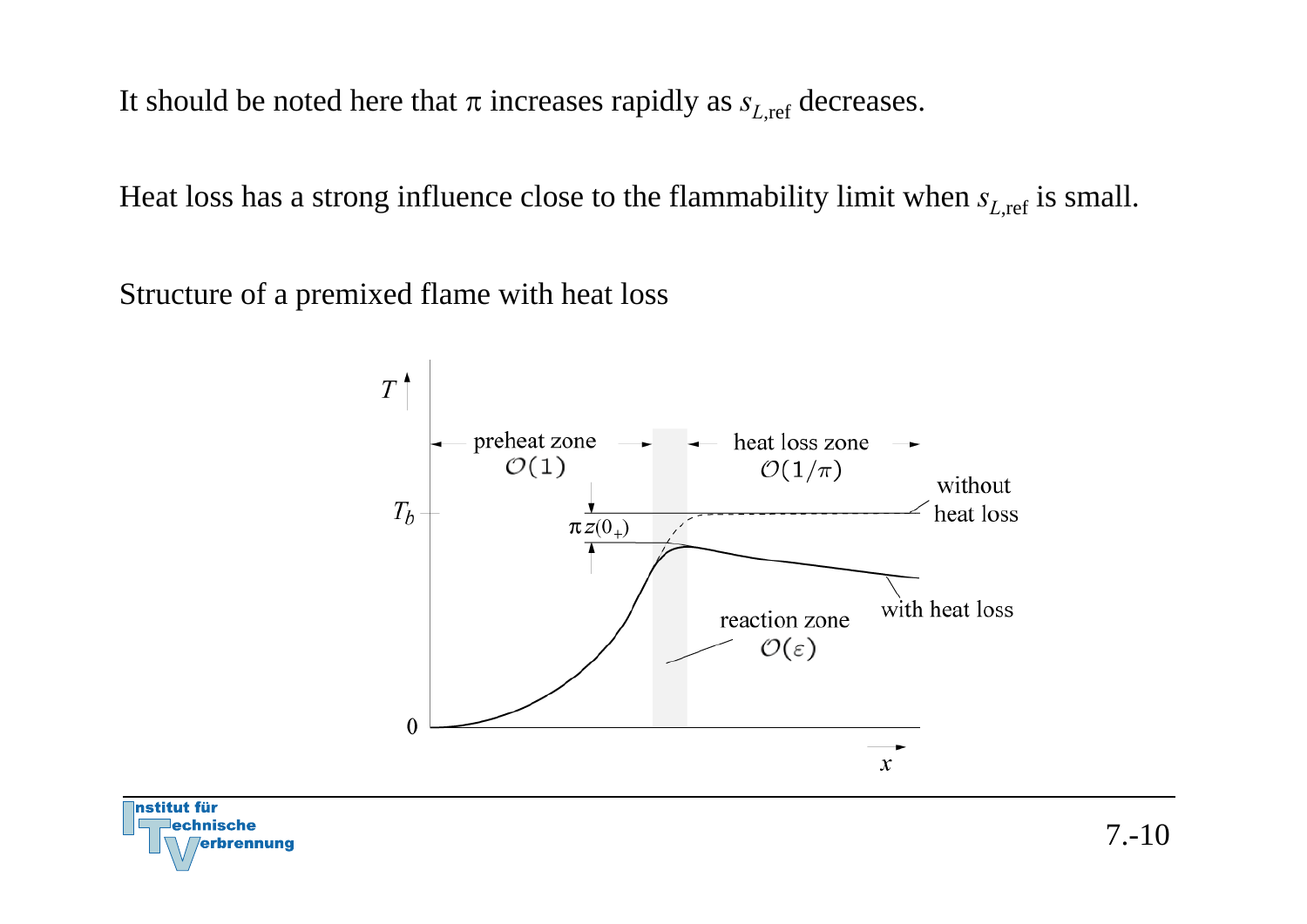It should be noted here that $\pi$ increases rapidly as $s_{L,\mathrm{ref}}$ decreases.

Heat loss has a strong influence close to the flammability limit when $s_{L,\mathrm{ref}}$ is small.

Structure of a premixed flame with heat loss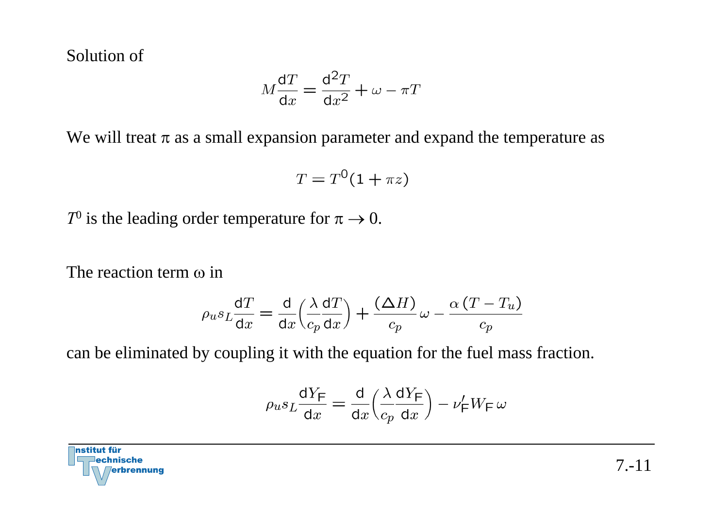Solution of

$$M\frac{\mathrm{d}T}{\mathrm{d}x} = \frac{\mathrm{d}^2T}{\mathrm{d}x^2} + \omega - \pi T$$

We will treat $\pi$ as a small expansion parameter and expand the temperature as

$$T = T^0(1 + \pi z)$$

$T^0$ is the leading order temperature for $\pi \to 0$.

The reaction term $\omega$ in

$$\rho_u s_L \frac{\mathrm{d}T}{\mathrm{d}x} = \frac{\mathrm{d}}{\mathrm{d}x}\left(\frac{\lambda}{c_p}\frac{\mathrm{d}T}{\mathrm{d}x}\right) + \frac{(\Delta H)}{c_p}\,\omega - \frac{\alpha\,(T - T_u)}{c_p}$$

can be eliminated by coupling it with the equation for the fuel mass fraction.

$$\rho_u s_L \frac{\mathrm{d}Y_\mathsf{F}}{\mathrm{d}x} = \frac{\mathrm{d}}{\mathrm{d}x}\left(\frac{\lambda}{c_p}\frac{\mathrm{d}Y_\mathsf{F}}{\mathrm{d}x}\right) - \nu'_\mathsf{F} W_\mathsf{F}\,\omega$$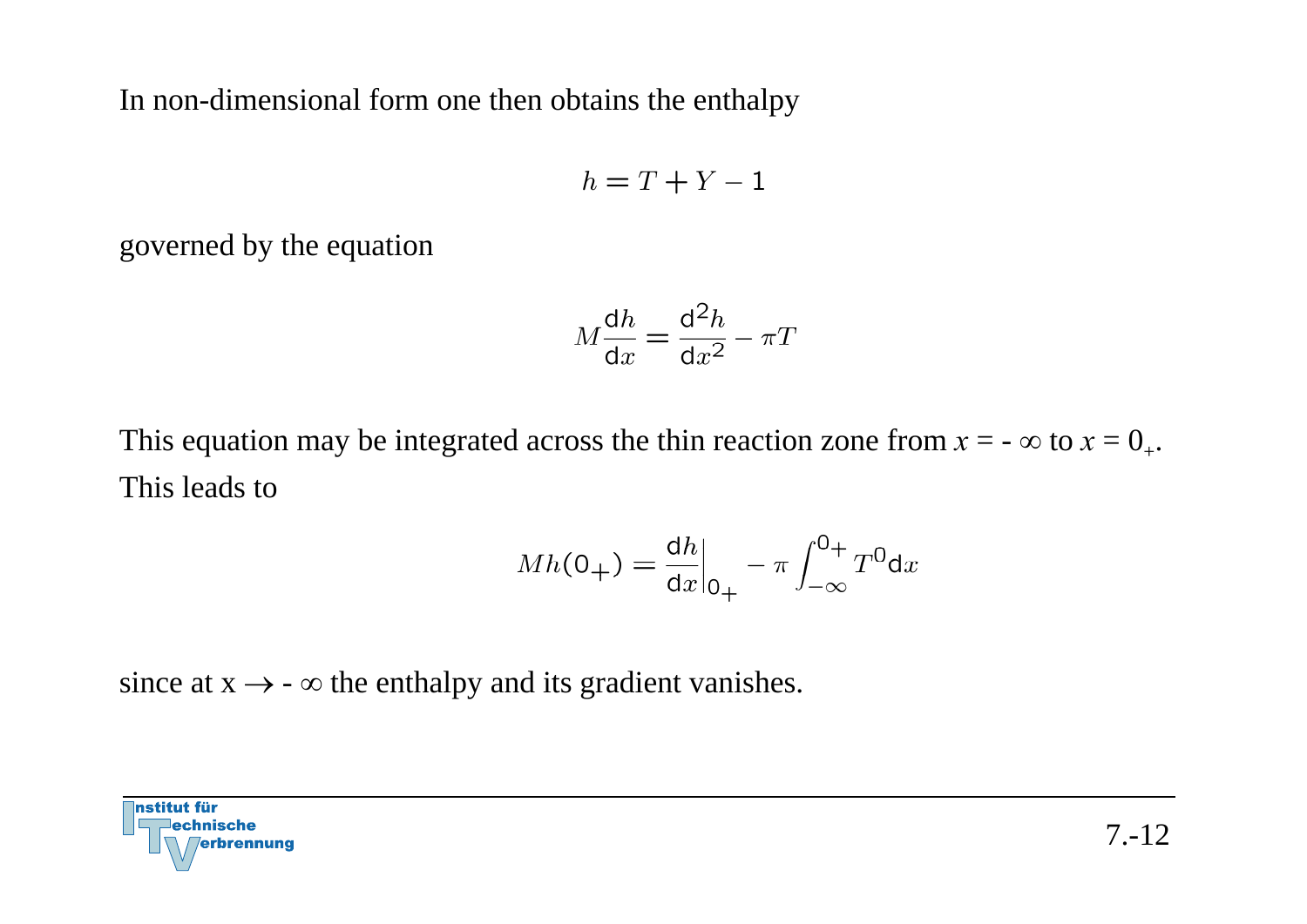In non-dimensional form one then obtains the enthalpy

$$h = T + Y - 1$$

governed by the equation

$$M \frac{\mathrm{d}h}{\mathrm{d}x} = \frac{\mathrm{d}^2 h}{\mathrm{d}x^2} - \pi T$$

This equation may be integrated across the thin reaction zone from $x = -\infty$ to $x = 0_+$. This leads to

$$M h(0_+) = \left.\frac{\mathrm{d}h}{\mathrm{d}x}\right|_{0_+} - \pi \int_{-\infty}^{0_+} T^0 \mathrm{d}x$$

since at $x \to -\infty$ the enthalpy and its gradient vanishes.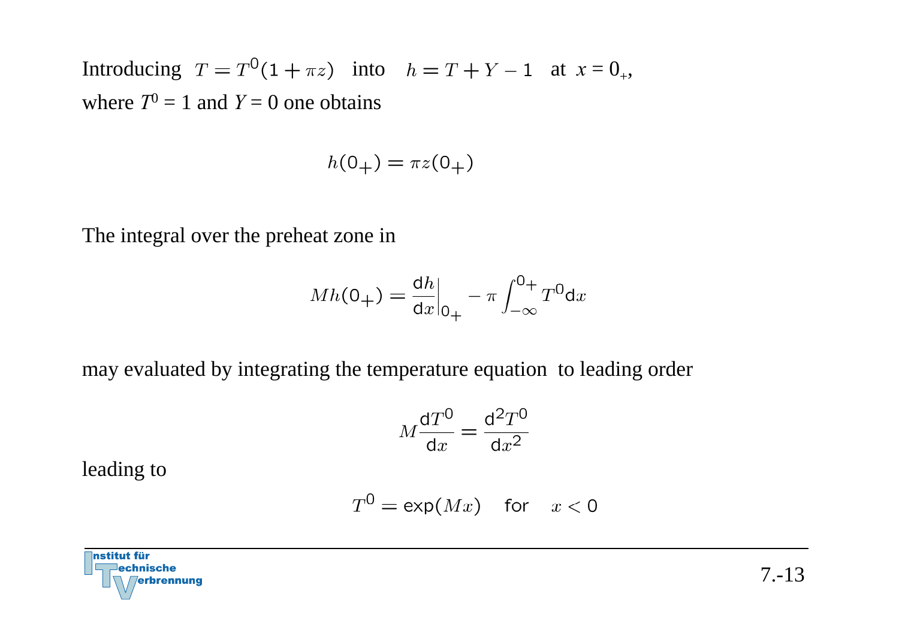Introducing $T = T^0(1 + \pi z)$ into $h = T + Y - 1$ at $x = 0_+$, where $T^0 = 1$ and $Y = 0$ one obtains

$$h(0_+) = \pi z(0_+)$$

The integral over the preheat zone in

$$Mh(0_+) = \left.\frac{\mathrm{d}h}{\mathrm{d}x}\right|_{0_+} - \pi \int_{-\infty}^{0_+} T^0 \mathrm{d}x$$

may evaluated by integrating the temperature equation to leading order

$$M\frac{\mathrm{d}T^0}{\mathrm{d}x} = \frac{\mathrm{d}^2T^0}{\mathrm{d}x^2}$$

leading to

$$T^0 = \exp(Mx) \quad \text{for} \quad x < 0$$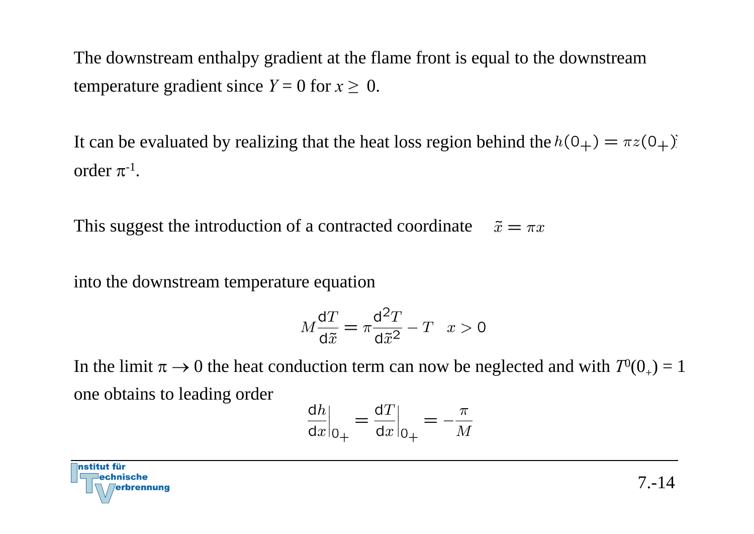The downstream enthalpy gradient at the flame front is equal to the downstream temperature gradient since $Y = 0$ for $x \geq 0$.

It can be evaluated by realizing that the heat loss region behind the $h(0_+) = \pi z(0_+)$ order $\pi^{-1}$.

This suggest the introduction of a contracted coordinate $\tilde{x} = \pi x$

into the downstream temperature equation

$$M \frac{\mathrm{d}T}{\mathrm{d}\tilde{x}} = \pi \frac{\mathrm{d}^2 T}{\mathrm{d}\tilde{x}^2} - T \quad x > 0$$

In the limit $\pi \to 0$ the heat conduction term can now be neglected and with $T^0(0_+) = 1$ one obtains to leading order

$$\left.\frac{\mathrm{d}h}{\mathrm{d}x}\right|_{0_+} = \left.\frac{\mathrm{d}T}{\mathrm{d}x}\right|_{0_+} = -\frac{\pi}{M}$$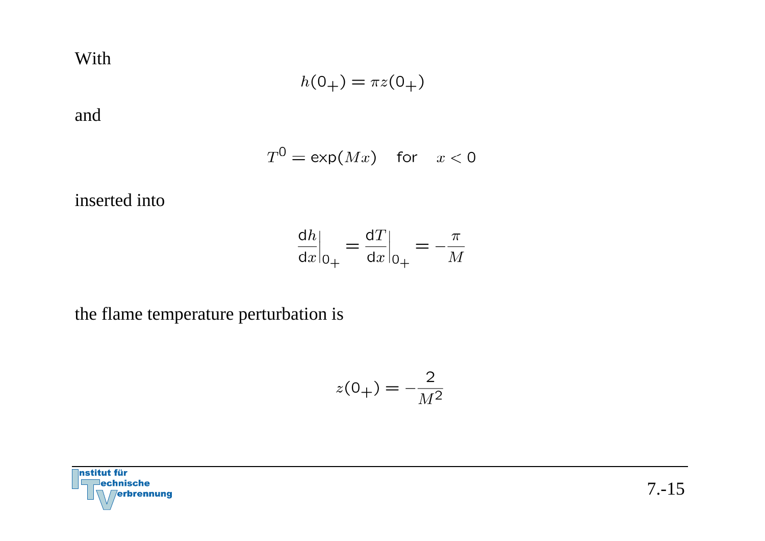With

$$h(0_+) = \pi z(0_+)$$

and

$$T^0 = \exp(Mx) \quad \text{for} \quad x < 0$$

inserted into

$$\left.\frac{\mathrm{d}h}{\mathrm{d}x}\right|_{0_+} = \left.\frac{\mathrm{d}T}{\mathrm{d}x}\right|_{0_+} = -\frac{\pi}{M}$$

the flame temperature perturbation is

$$z(0_+) = -\frac{2}{M^2}$$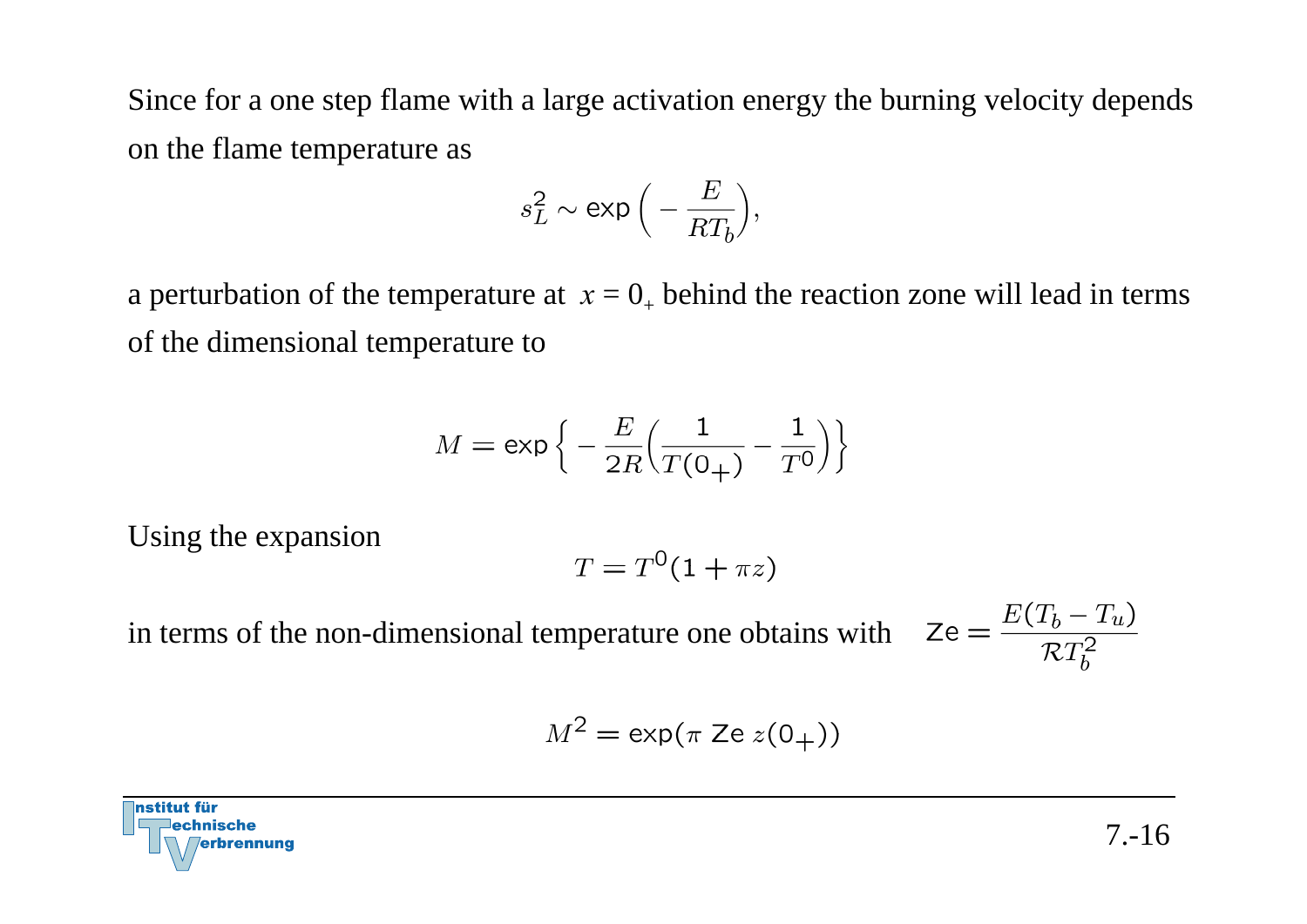Since for a one step flame with a large activation energy the burning velocity depends on the flame temperature as

$$s_L^2 \sim \exp\Big(-\frac{E}{RT_b}\Big),$$

a perturbation of the temperature at $x = 0_+$ behind the reaction zone will lead in terms of the dimensional temperature to

$$M = \exp\Big\{-\frac{E}{2R}\Big(\frac{1}{T(0_+)} - \frac{1}{T^0}\Big)\Big\}$$

Using the expansion

$$T = T^0(1 + \pi z)$$

in terms of the non-dimensional temperature one obtains with $\quad \mathsf{Ze} = \dfrac{E(T_b - T_u)}{\mathcal{R}T_b^2}$

$$M^2 = \exp(\pi \ \mathsf{Ze} \ z(0_+))$$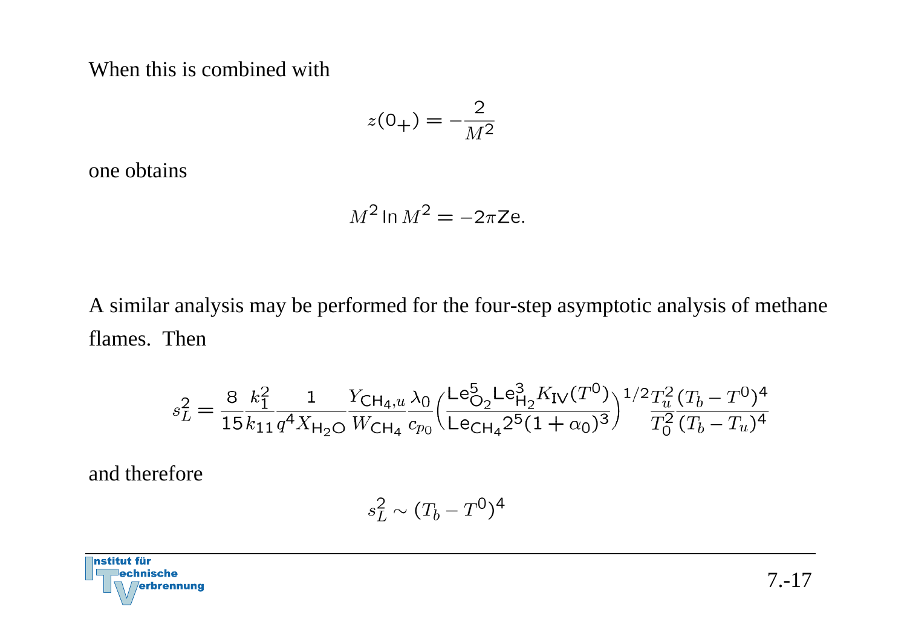When this is combined with

$$z(0_+) = -\frac{2}{M^2}$$

one obtains

$$M^2 \ln M^2 = -2\pi \mathsf{Ze}.$$

A similar analysis may be performed for the four-step asymptotic analysis of methane flames. Then

$$s_L^2 = \frac{8}{15}\frac{k_1^2}{k_{11}}\frac{1}{q^4 X_{\mathsf{H_2O}}}\frac{Y_{\mathsf{CH_4},u}}{W_{\mathsf{CH_4}}}\frac{\lambda_0}{c_{p_0}}\left(\frac{\mathsf{Le}_{\mathsf{O_2}}^5 \mathsf{Le}_{\mathsf{H_2}}^3 K_{\mathsf{IV}}(T^0)}{\mathsf{Le}_{\mathsf{CH_4}} 2^5 (1+\alpha_0)^3}\right)^{1/2}\frac{T_u^2}{T_0^2}\frac{(T_b - T^0)^4}{(T_b - T_u)^4}$$

and therefore

$$s_L^2 \sim (T_b - T^0)^4$$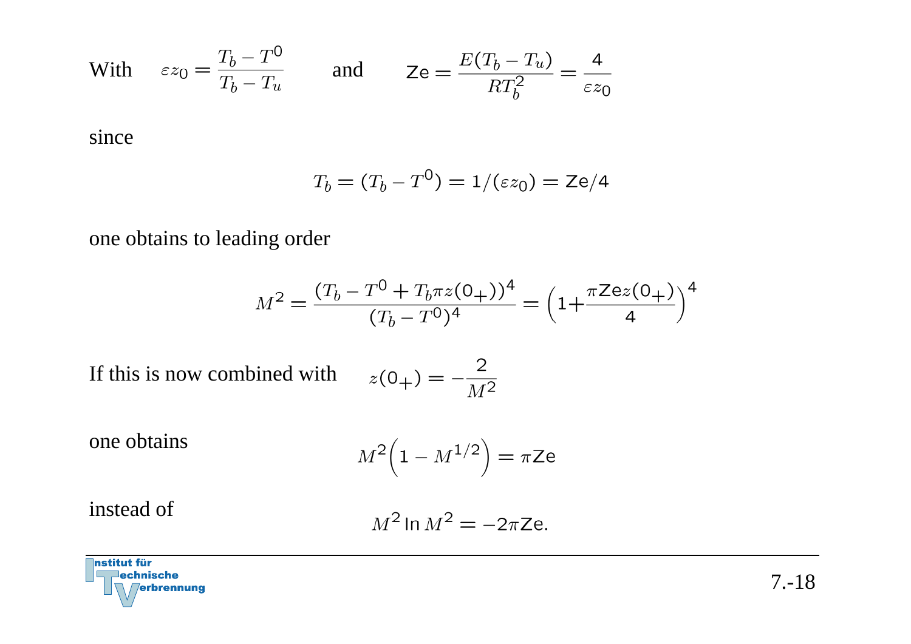With $\quad \varepsilon z_0 = \dfrac{T_b - T^0}{T_b - T_u} \quad$ and $\quad \mathsf{Ze} = \dfrac{E(T_b - T_u)}{RT_b^2} = \dfrac{4}{\varepsilon z_0}$

since

$$T_b = (T_b - T^0) = 1/(\varepsilon z_0) = \mathsf{Ze}/4$$

one obtains to leading order

$$M^2 = \frac{(T_b - T^0 + T_b \pi z(0_+))^4}{(T_b - T^0)^4} = \left(1 + \frac{\pi \mathsf{Ze} z(0_+)}{4}\right)^4$$

If this is now combined with $\quad z(0_+) = -\dfrac{2}{M^2}$

one obtains

$$M^2\left(1 - M^{1/2}\right) = \pi \mathsf{Ze}$$

instead of

$$M^2 \ln M^2 = -2\pi \mathsf{Ze}.$$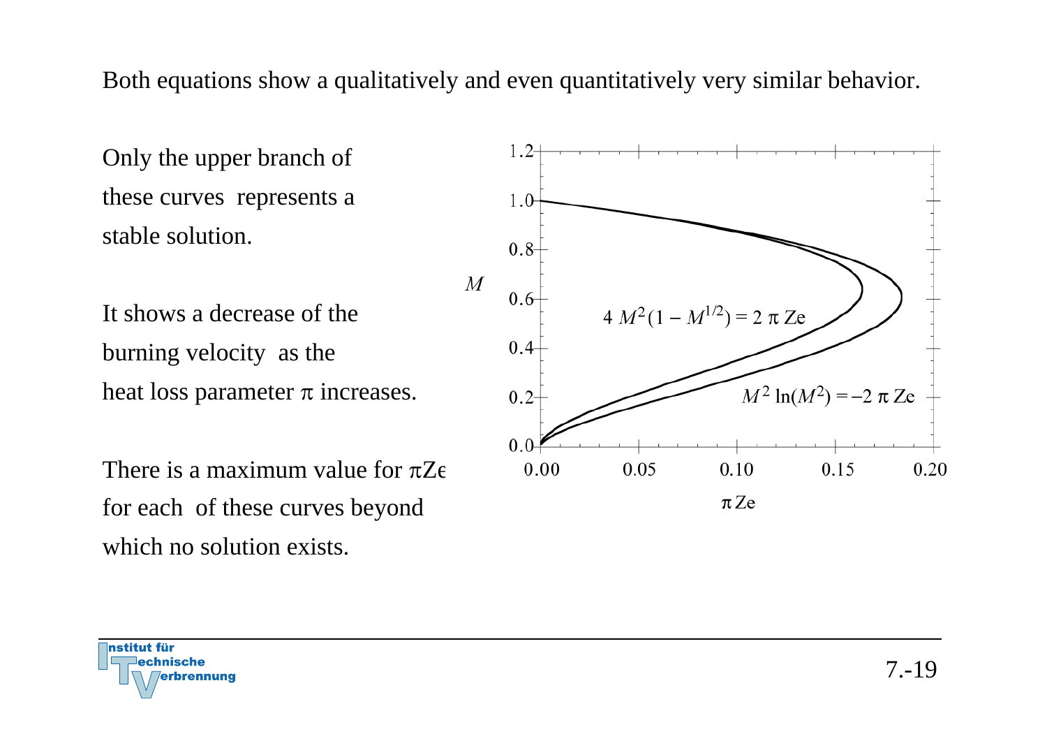Both equations show a qualitatively and even quantitatively very similar behavior.

Only the upper branch of these curves represents a stable solution.

It shows a decrease of the burning velocity as the heat loss parameter $\pi$ increases.

There is a maximum value for $\pi Ze$ for each of these curves beyond which no solution exists.

$$4\,M^2(1 - M^{1/2}) = 2\,\pi\,Ze$$

$$M^2 \ln(M^2) = -2\,\pi\,Ze$$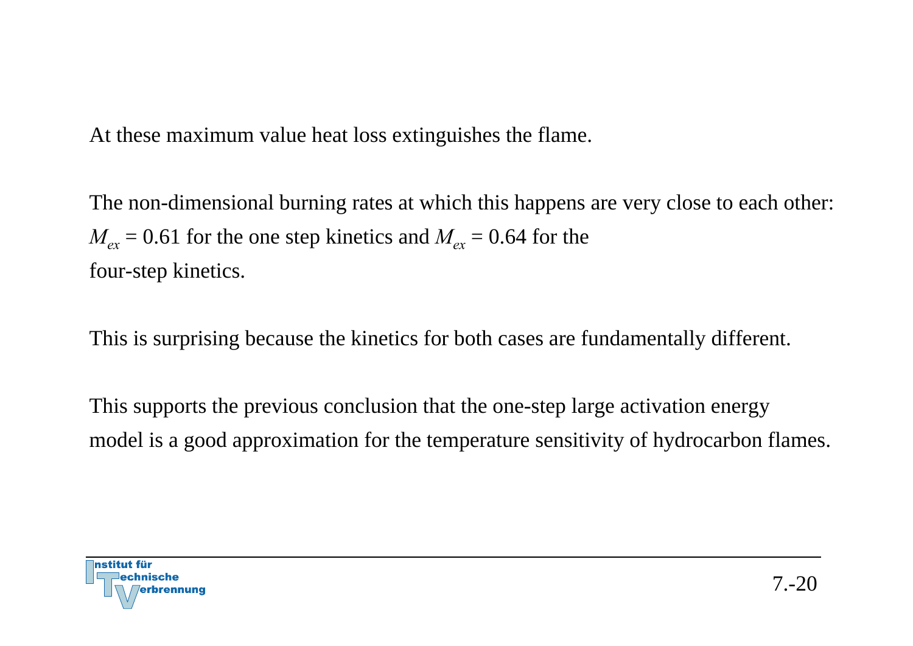At these maximum value heat loss extinguishes the flame.

The non-dimensional burning rates at which this happens are very close to each other: $M_{ex} = 0.61$ for the one step kinetics and $M_{ex} = 0.64$ for the four-step kinetics.

This is surprising because the kinetics for both cases are fundamentally different.

This supports the previous conclusion that the one-step large activation energy model is a good approximation for the temperature sensitivity of hydrocarbon flames.